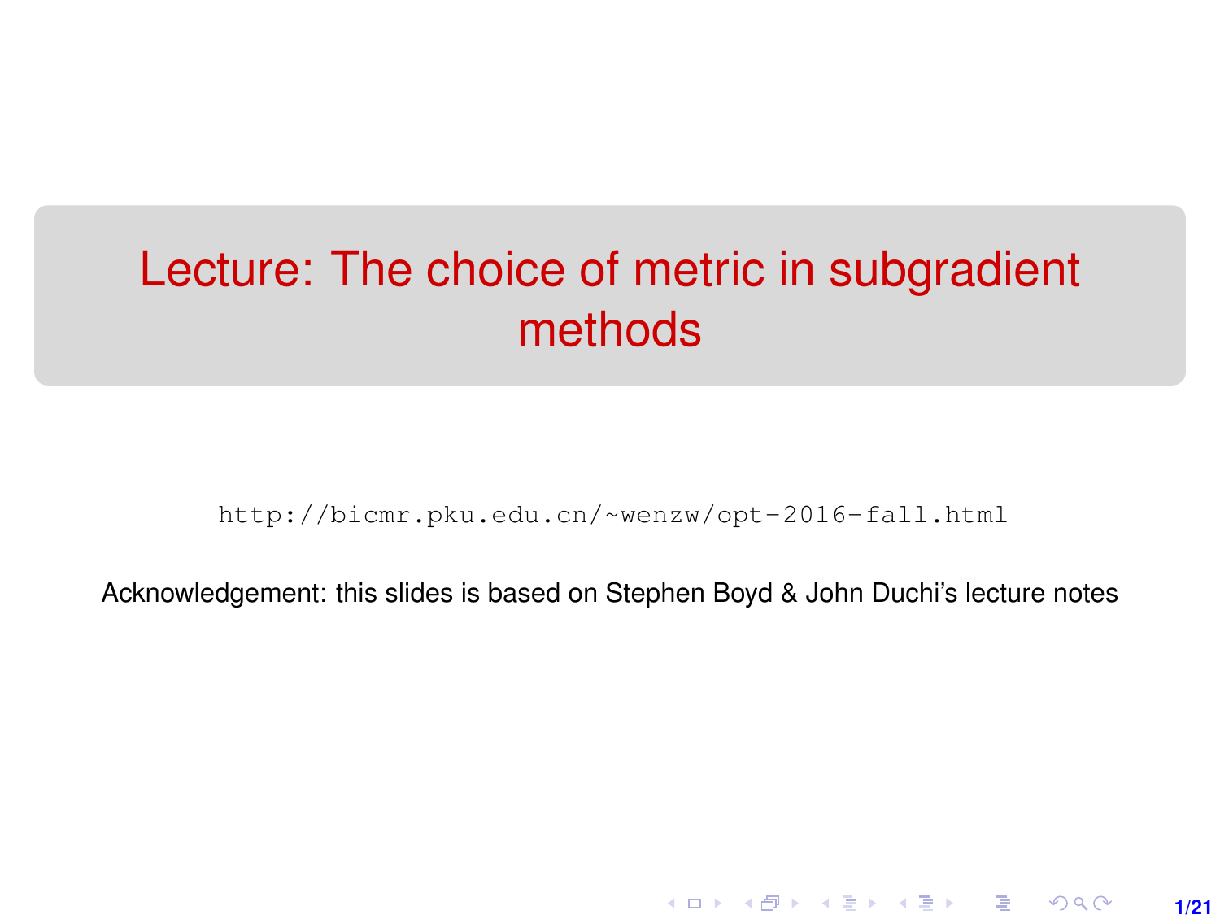# Lecture: The choice of metric in subgradient methods

http://bicmr.pku.edu.cn/~wenzw/opt-2016-fall.html

Acknowledgement: this slides is based on Stephen Boyd & John Duchi's lecture notes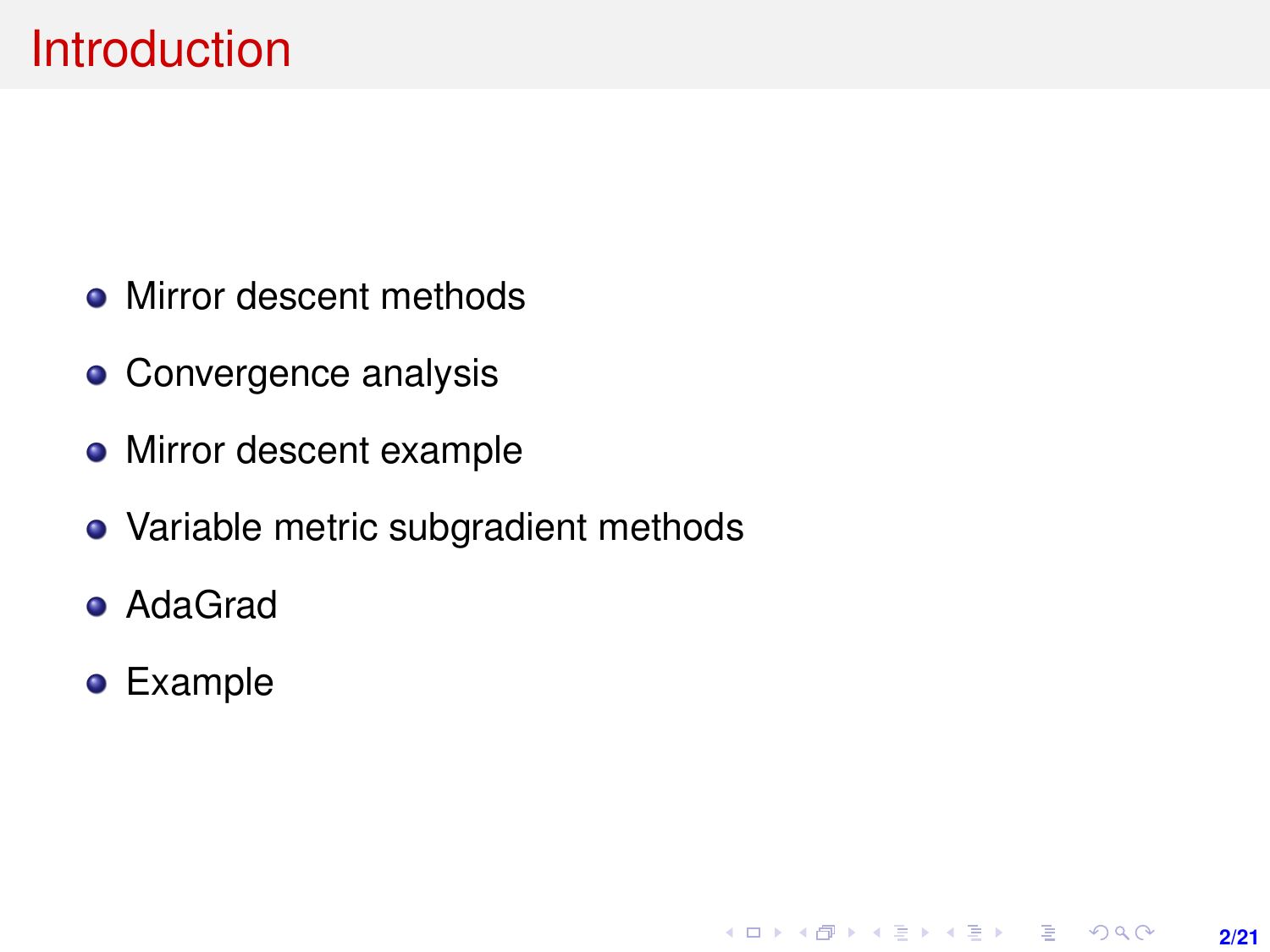# Introduction

- Mirror descent methods
- Convergence analysis
- Mirror descent example
- Variable metric subgradient methods
- AdaGrad
- Example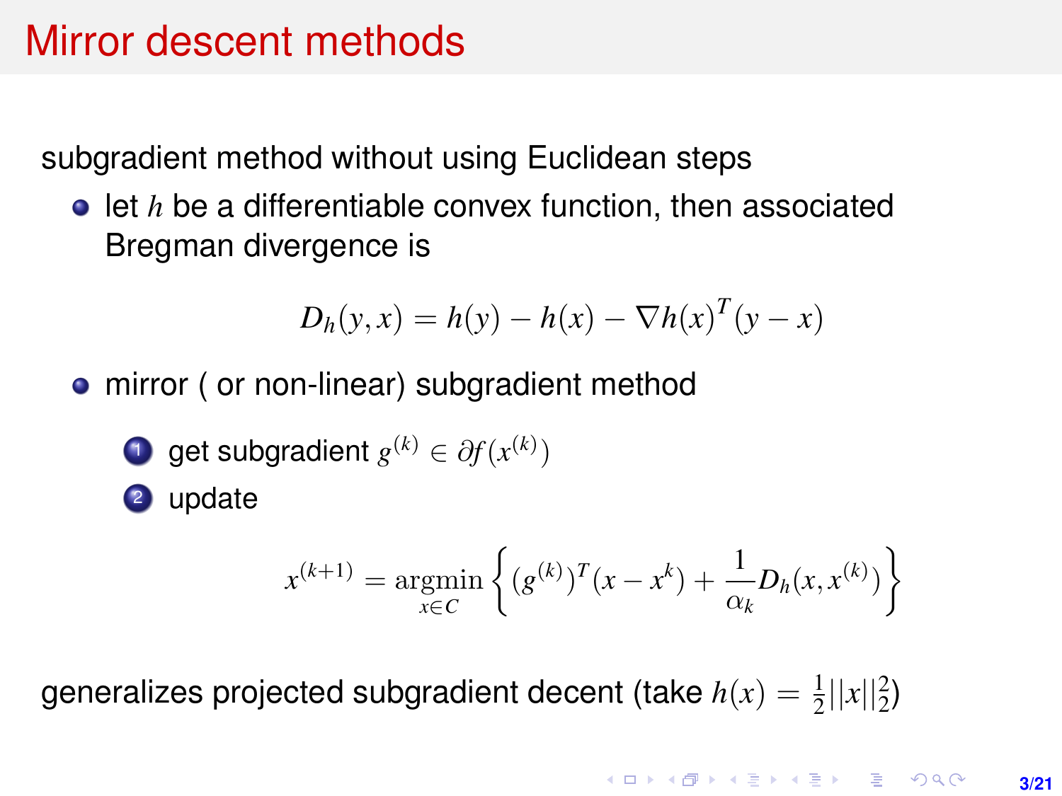# Mirror descent methods

subgradient method without using Euclidean steps

- let $h$ be a differentiable convex function, then associated Bregman divergence is

$$D_h(y, x) = h(y) - h(x) - \nabla h(x)^T (y - x)$$

- mirror ( or non-linear) subgradient method

  1. get subgradient $g^{(k)} \in \partial f(x^{(k)})$
  2. update

$$x^{(k+1)} = \underset{x \in C}{\operatorname{argmin}} \left\{ (g^{(k)})^T (x - x^k) + \frac{1}{\alpha_k} D_h(x, x^{(k)}) \right\}$$

generalizes projected subgradient decent (take $h(x) = \frac{1}{2}||x||_2^2$)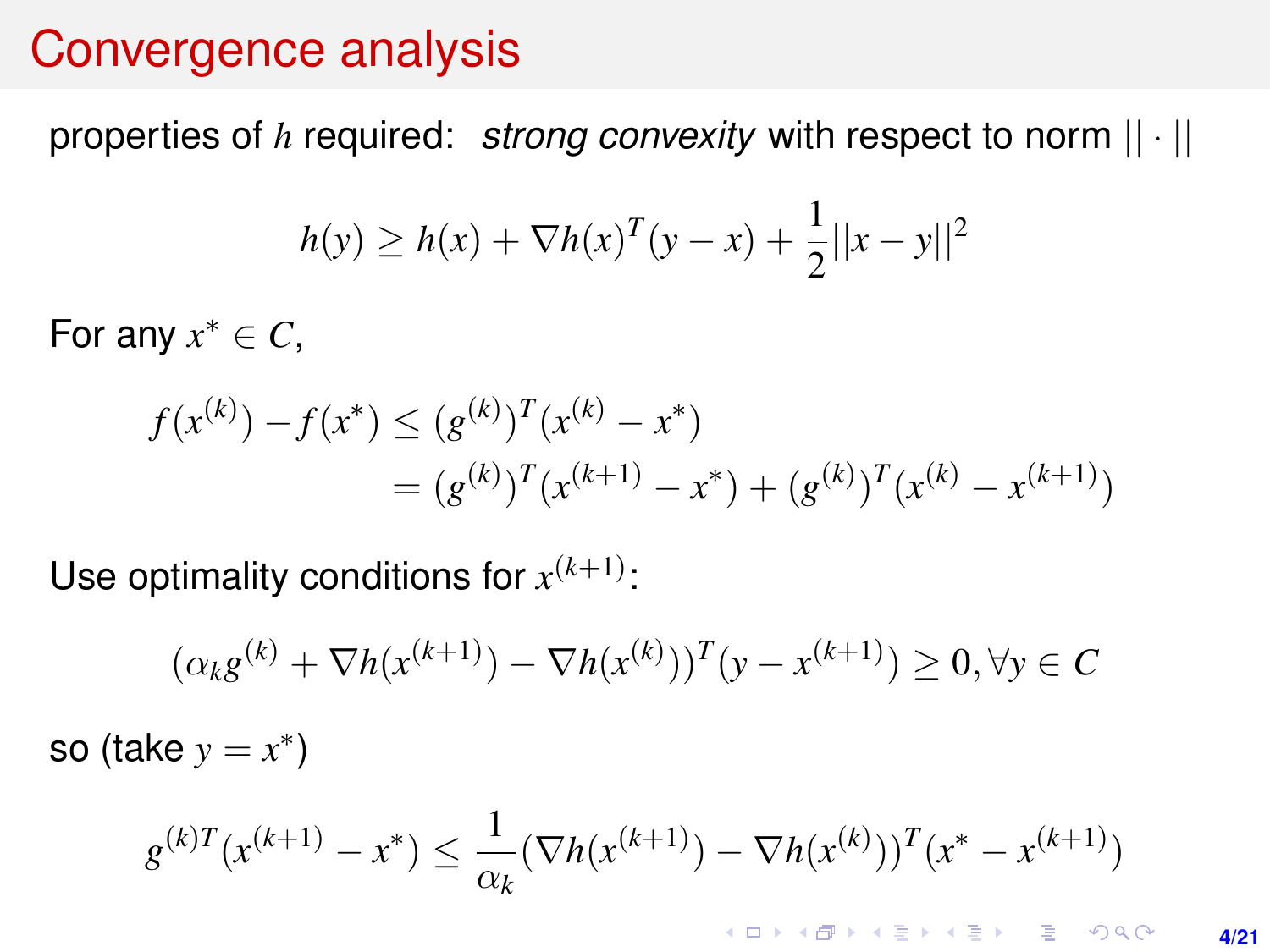# Convergence analysis

properties of $h$ required: *strong convexity* with respect to norm $||\cdot||$

$$h(y) \geq h(x) + \nabla h(x)^T(y - x) + \frac{1}{2}||x - y||^2$$

For any $x^* \in C$,

$$\begin{aligned}
f(x^{(k)}) - f(x^*) &\leq (g^{(k)})^T(x^{(k)} - x^*) \\
&= (g^{(k)})^T(x^{(k+1)} - x^*) + (g^{(k)})^T(x^{(k)} - x^{(k+1)})
\end{aligned}$$

Use optimality conditions for $x^{(k+1)}$:

$$(\alpha_k g^{(k)} + \nabla h(x^{(k+1)}) - \nabla h(x^{(k)}))^T(y - x^{(k+1)}) \geq 0, \forall y \in C$$

so (take $y = x^*$)

$$g^{(k)T}(x^{(k+1)} - x^*) \leq \frac{1}{\alpha_k}(\nabla h(x^{(k+1)}) - \nabla h(x^{(k)}))^T(x^* - x^{(k+1)})$$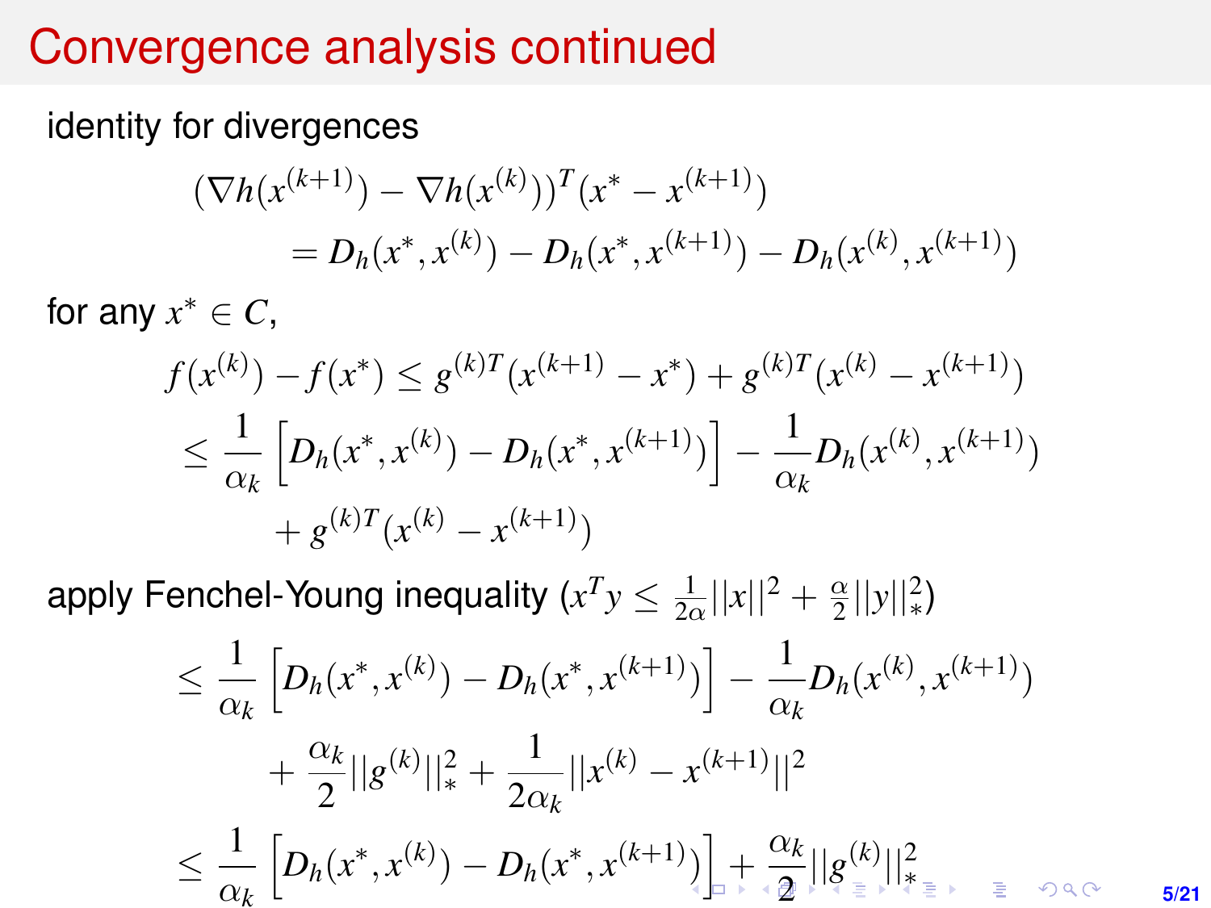# Convergence analysis continued

identity for divergences

$$
\begin{aligned}
&(\nabla h(x^{(k+1)}) - \nabla h(x^{(k)}))^T (x^* - x^{(k+1)}) \\
&\qquad = D_h(x^*, x^{(k)}) - D_h(x^*, x^{(k+1)}) - D_h(x^{(k)}, x^{(k+1)})
\end{aligned}
$$

for any $x^* \in C$,

$$
\begin{aligned}
f(x^{(k)}) - f(x^*) &\le g^{(k)T}(x^{(k+1)} - x^*) + g^{(k)T}(x^{(k)} - x^{(k+1)}) \\
&\le \frac{1}{\alpha_k}\left[D_h(x^*, x^{(k)}) - D_h(x^*, x^{(k+1)})\right] - \frac{1}{\alpha_k} D_h(x^{(k)}, x^{(k+1)}) \\
&\qquad + g^{(k)T}(x^{(k)} - x^{(k+1)})
\end{aligned}
$$

apply Fenchel-Young inequality ($x^T y \le \frac{1}{2\alpha}||x||^2 + \frac{\alpha}{2}||y||_*^2$)

$$
\begin{aligned}
&\le \frac{1}{\alpha_k}\left[D_h(x^*, x^{(k)}) - D_h(x^*, x^{(k+1)})\right] - \frac{1}{\alpha_k} D_h(x^{(k)}, x^{(k+1)}) \\
&\qquad + \frac{\alpha_k}{2}||g^{(k)}||_*^2 + \frac{1}{2\alpha_k}||x^{(k)} - x^{(k+1)}||^2 \\
&\le \frac{1}{\alpha_k}\left[D_h(x^*, x^{(k)}) - D_h(x^*, x^{(k+1)})\right] + \frac{\alpha_k}{2}||g^{(k)}||_*^2
\end{aligned}
$$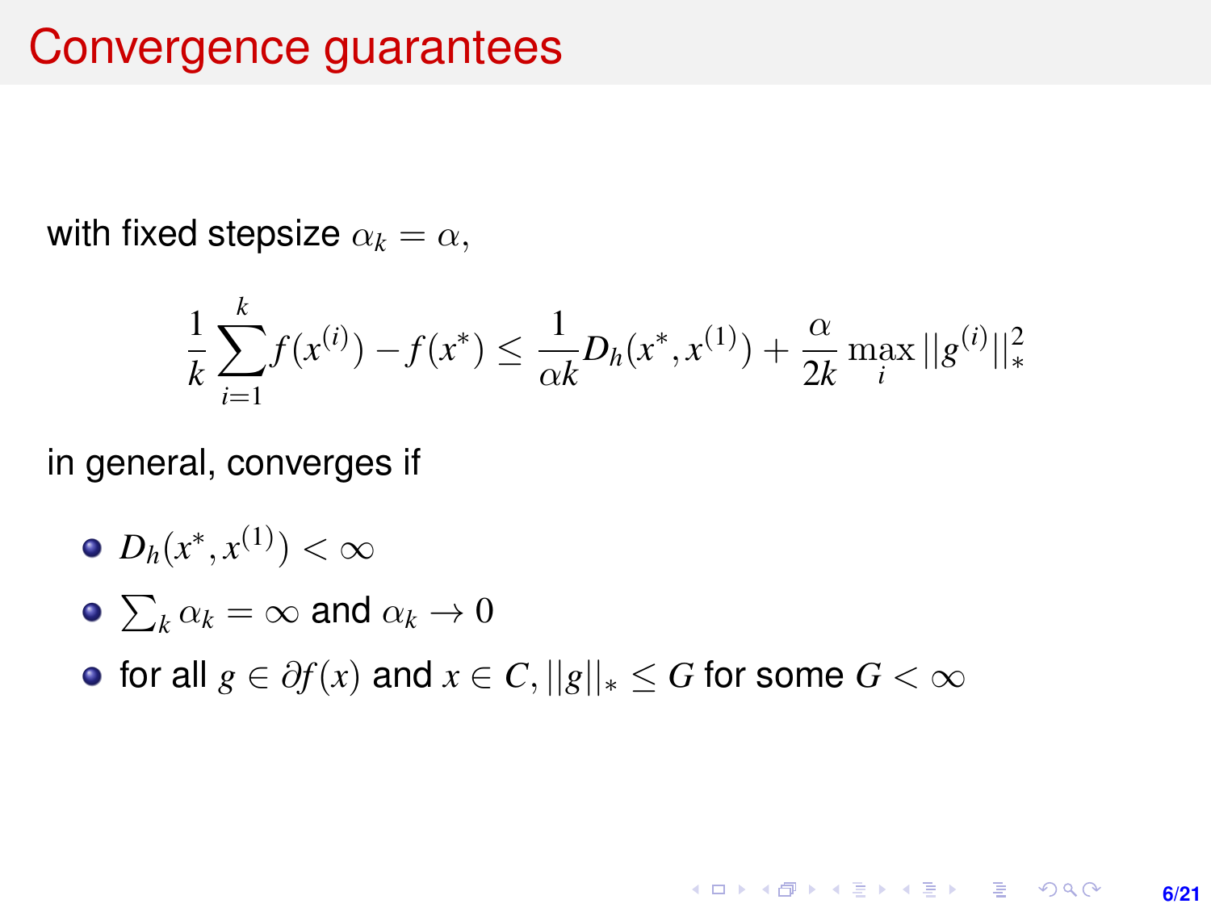# Convergence guarantees

with fixed stepsize $\alpha_k = \alpha$,

$$\frac{1}{k}\sum_{i=1}^{k} f(x^{(i)}) - f(x^*) \leq \frac{1}{\alpha k} D_h(x^*, x^{(1)}) + \frac{\alpha}{2k} \max_i ||g^{(i)}||_*^2$$

in general, converges if

- $D_h(x^*, x^{(1)}) < \infty$
- $\sum_k \alpha_k = \infty$ and $\alpha_k \to 0$
- for all $g \in \partial f(x)$ and $x \in C$, $||g||_* \leq G$ for some $G < \infty$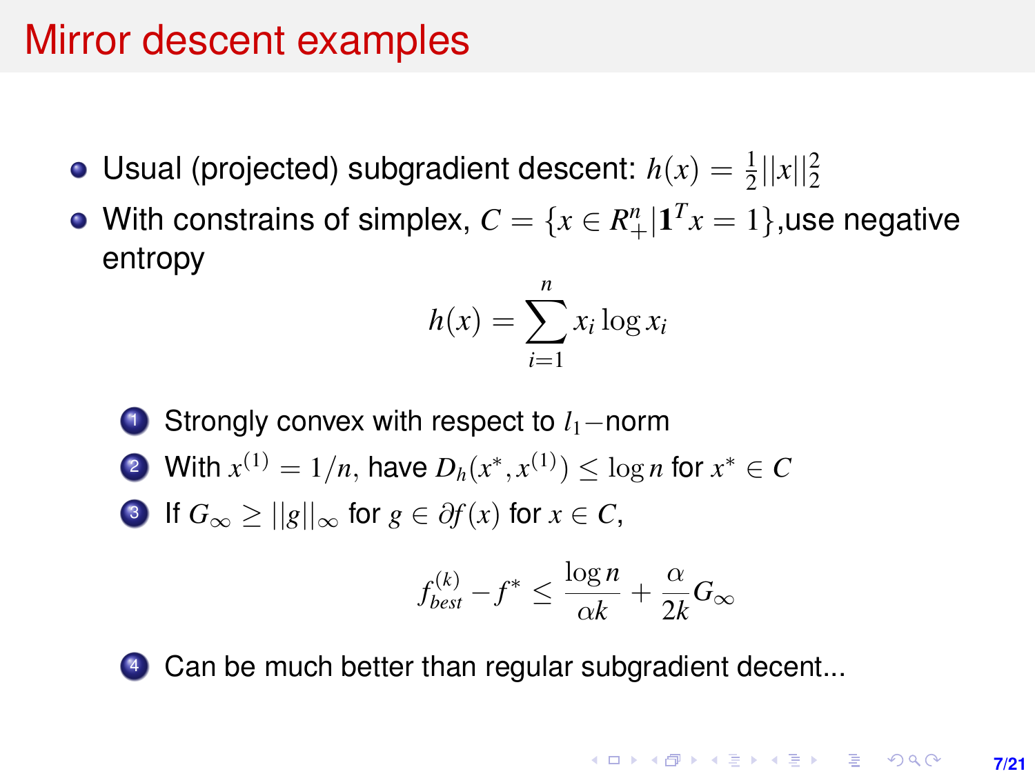# Mirror descent examples

- Usual (projected) subgradient descent: $h(x) = \frac{1}{2}||x||_2^2$
- With constrains of simplex, $C = \{x \in R_+^n | \mathbf{1}^T x = 1\}$,use negative entropy

$$h(x) = \sum_{i=1}^{n} x_i \log x_i$$

1. Strongly convex with respect to $l_1-$norm
2. With $x^{(1)} = 1/n$, have $D_h(x^*, x^{(1)}) \leq \log n$ for $x^* \in C$
3. If $G_\infty \geq ||g||_\infty$ for $g \in \partial f(x)$ for $x \in C$,

$$f_{best}^{(k)} - f^* \leq \frac{\log n}{\alpha k} + \frac{\alpha}{2k} G_\infty$$

4. Can be much better than regular subgradient decent...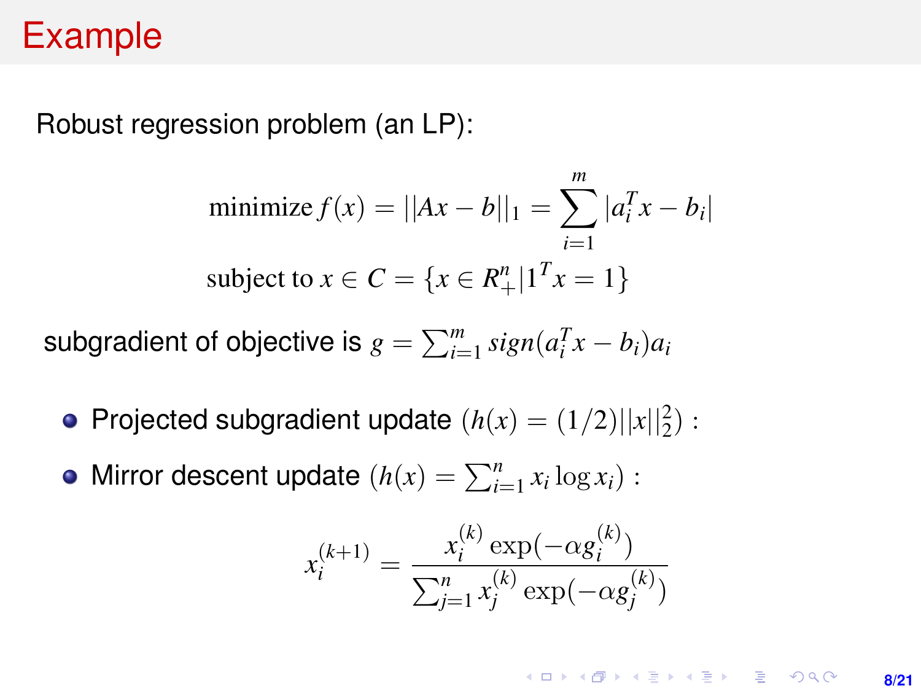# Example

Robust regression problem (an LP):

$$\text{minimize } f(x) = ||Ax - b||_1 = \sum_{i=1}^{m} |a_i^T x - b_i|$$

$$\text{subject to } x \in C = \{x \in R_+^n | 1^T x = 1\}$$

subgradient of objective is $g = \sum_{i=1}^{m} sign(a_i^T x - b_i) a_i$

- Projected subgradient update $(h(x) = (1/2)||x||_2^2)$ :
- Mirror descent update $(h(x) = \sum_{i=1}^{n} x_i \log x_i)$ :

$$x_i^{(k+1)} = \frac{x_i^{(k)} \exp(-\alpha g_i^{(k)})}{\sum_{j=1}^{n} x_j^{(k)} \exp(-\alpha g_j^{(k)})}$$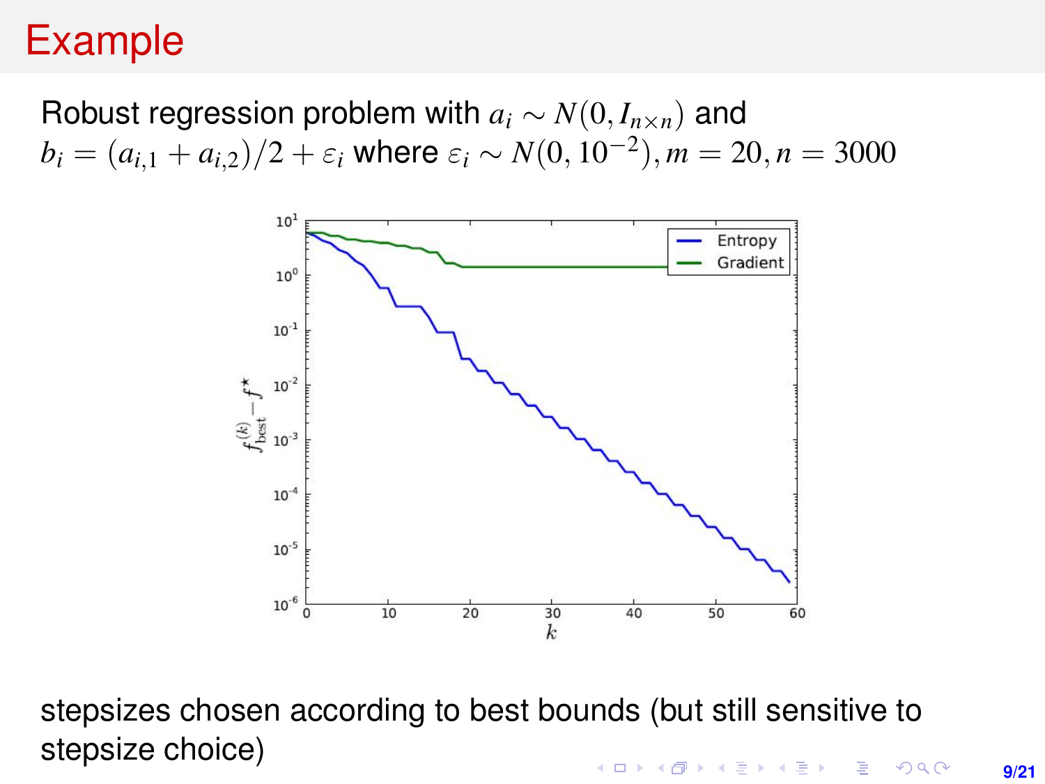# Example

Robust regression problem with $a_i \sim N(0, I_{n \times n})$ and $b_i = (a_{i,1} + a_{i,2})/2 + \varepsilon_i$ where $\varepsilon_i \sim N(0, 10^{-2}), m = 20, n = 3000$

stepsizes chosen according to best bounds (but still sensitive to stepsize choice)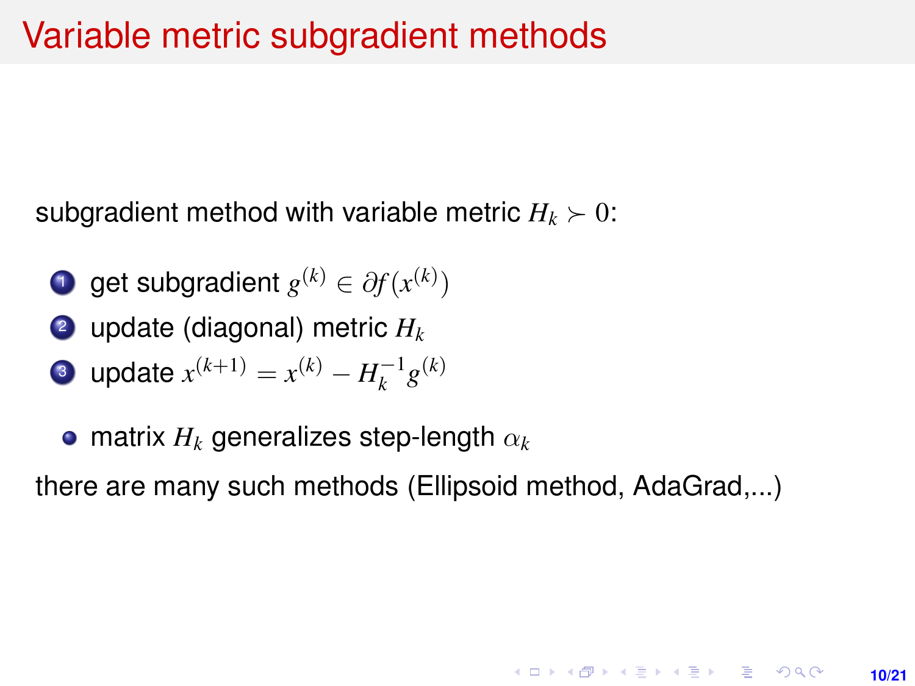# Variable metric subgradient methods

subgradient method with variable metric $H_k \succ 0$:

1. get subgradient $g^{(k)} \in \partial f(x^{(k)})$
2. update (diagonal) metric $H_k$
3. update $x^{(k+1)} = x^{(k)} - H_k^{-1} g^{(k)}$

- matrix $H_k$ generalizes step-length $\alpha_k$

there are many such methods (Ellipsoid method, AdaGrad,...)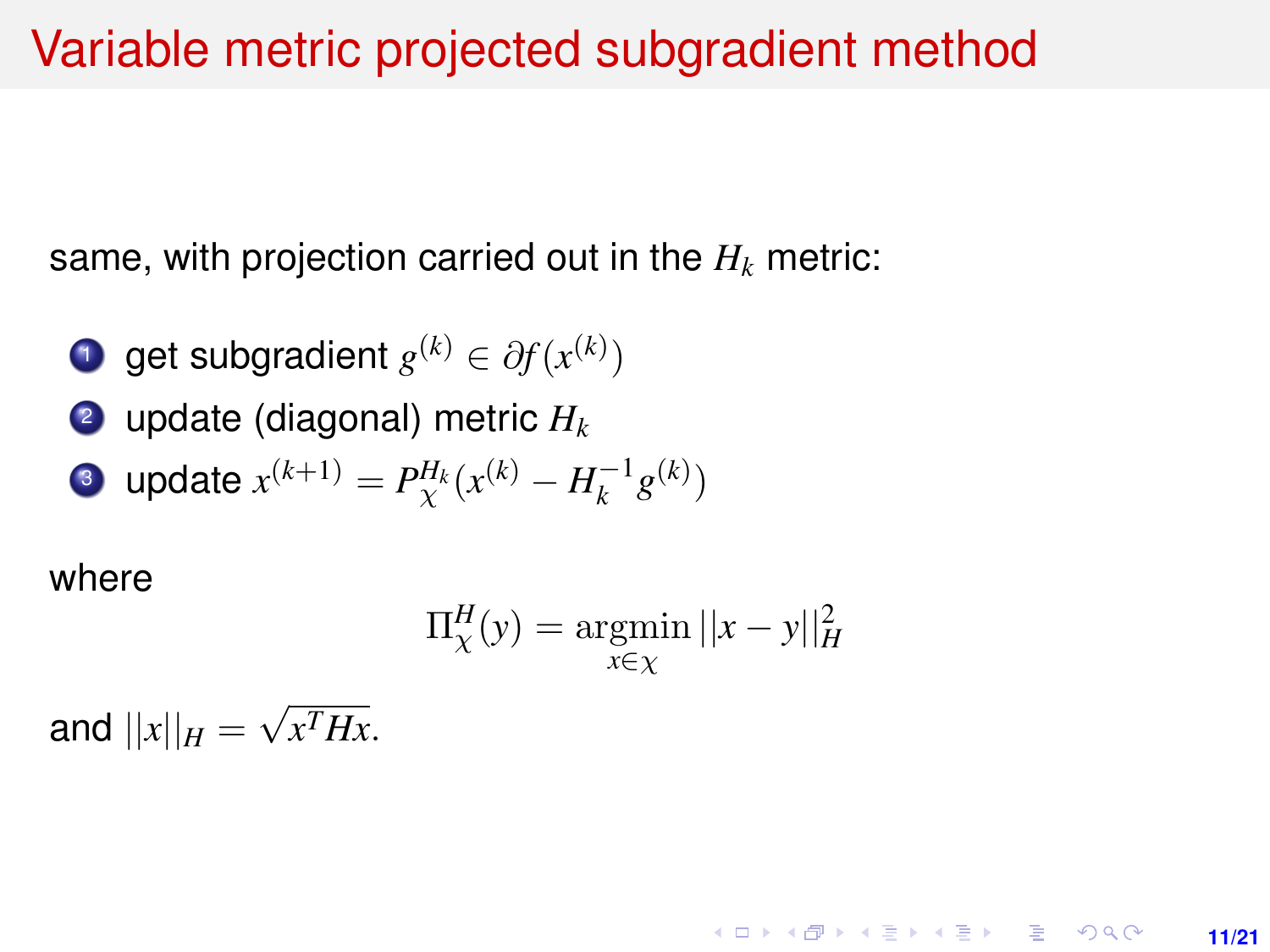# Variable metric projected subgradient method

same, with projection carried out in the $H_k$ metric:

1. get subgradient $g^{(k)} \in \partial f(x^{(k)})$
2. update (diagonal) metric $H_k$
3. update $x^{(k+1)} = P_{\chi}^{H_k}(x^{(k)} - H_k^{-1} g^{(k)})$

where

$$\Pi_{\chi}^{H}(y) = \underset{x \in \chi}{\operatorname{argmin}} \, ||x - y||_H^2$$

and $||x||_H = \sqrt{x^T H x}$.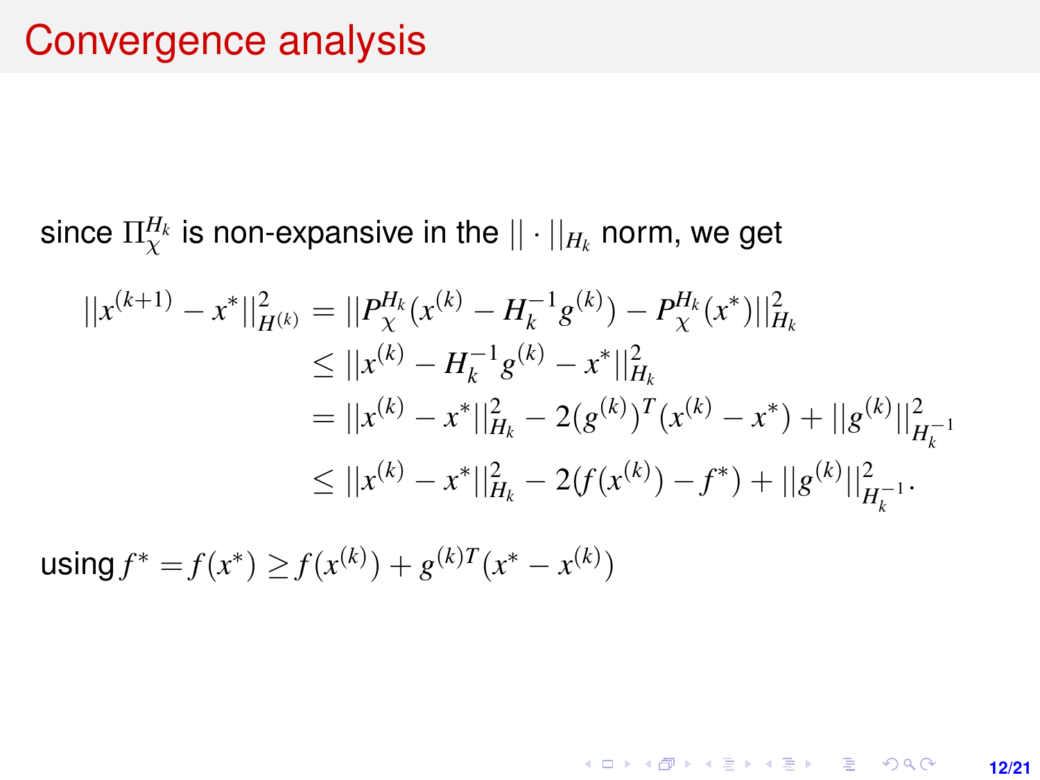# Convergence analysis

since $\Pi_{\mathcal{X}}^{H_k}$ is non-expansive in the $||\cdot||_{H_k}$ norm, we get

$$
\begin{aligned}
||x^{(k+1)} - x^*||_{H^{(k)}}^2 &= ||P_{\mathcal{X}}^{H_k}(x^{(k)} - H_k^{-1} g^{(k)}) - P_{\mathcal{X}}^{H_k}(x^*)||_{H_k}^2 \\
&\leq ||x^{(k)} - H_k^{-1} g^{(k)} - x^*||_{H_k}^2 \\
&= ||x^{(k)} - x^*||_{H_k}^2 - 2(g^{(k)})^T (x^{(k)} - x^*) + ||g^{(k)}||_{H_k^{-1}}^2 \\
&\leq ||x^{(k)} - x^*||_{H_k}^2 - 2(f(x^{(k)}) - f^*) + ||g^{(k)}||_{H_k^{-1}}^2 .
\end{aligned}
$$

using $f^* = f(x^*) \geq f(x^{(k)}) + g^{(k)T}(x^* - x^{(k)})$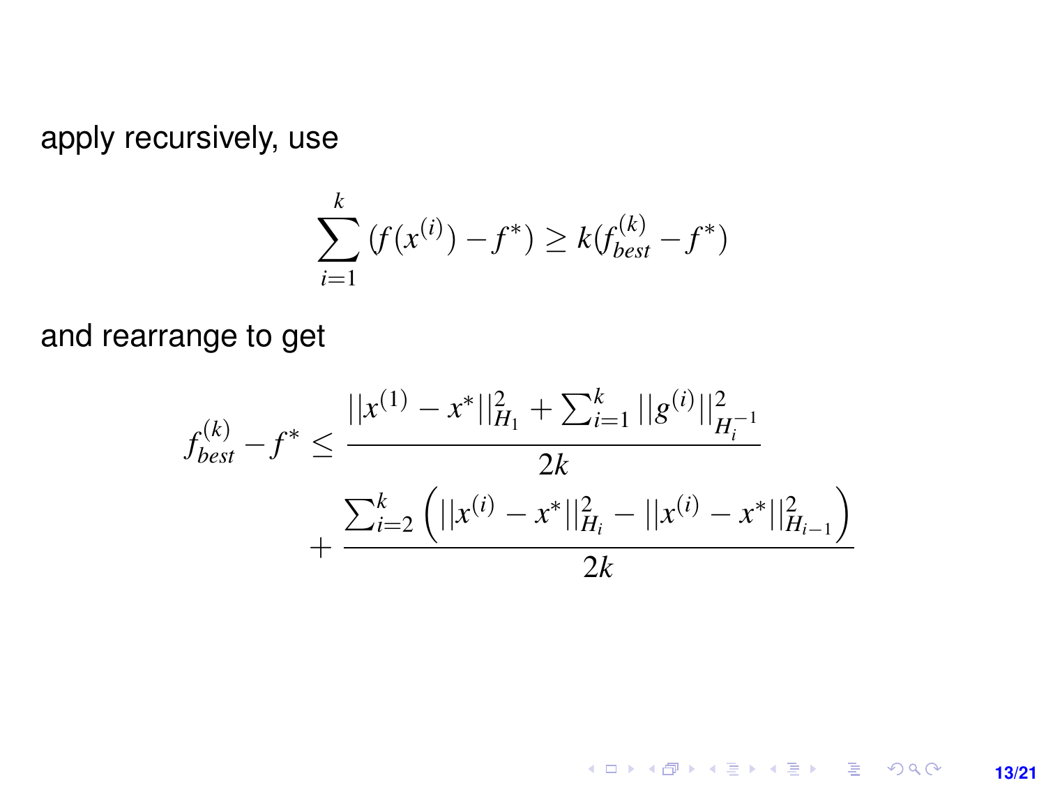apply recursively, use

$$\sum_{i=1}^{k} (f(x^{(i)}) - f^*) \geq k(f_{best}^{(k)} - f^*)$$

and rearrange to get

$$f_{best}^{(k)} - f^* \leq \frac{||x^{(1)} - x^*||_{H_1}^2 + \sum_{i=1}^{k} ||g^{(i)}||_{H_i^{-1}}^2}{2k} + \frac{\sum_{i=2}^{k} \left( ||x^{(i)} - x^*||_{H_i}^2 - ||x^{(i)} - x^*||_{H_{i-1}}^2 \right)}{2k}$$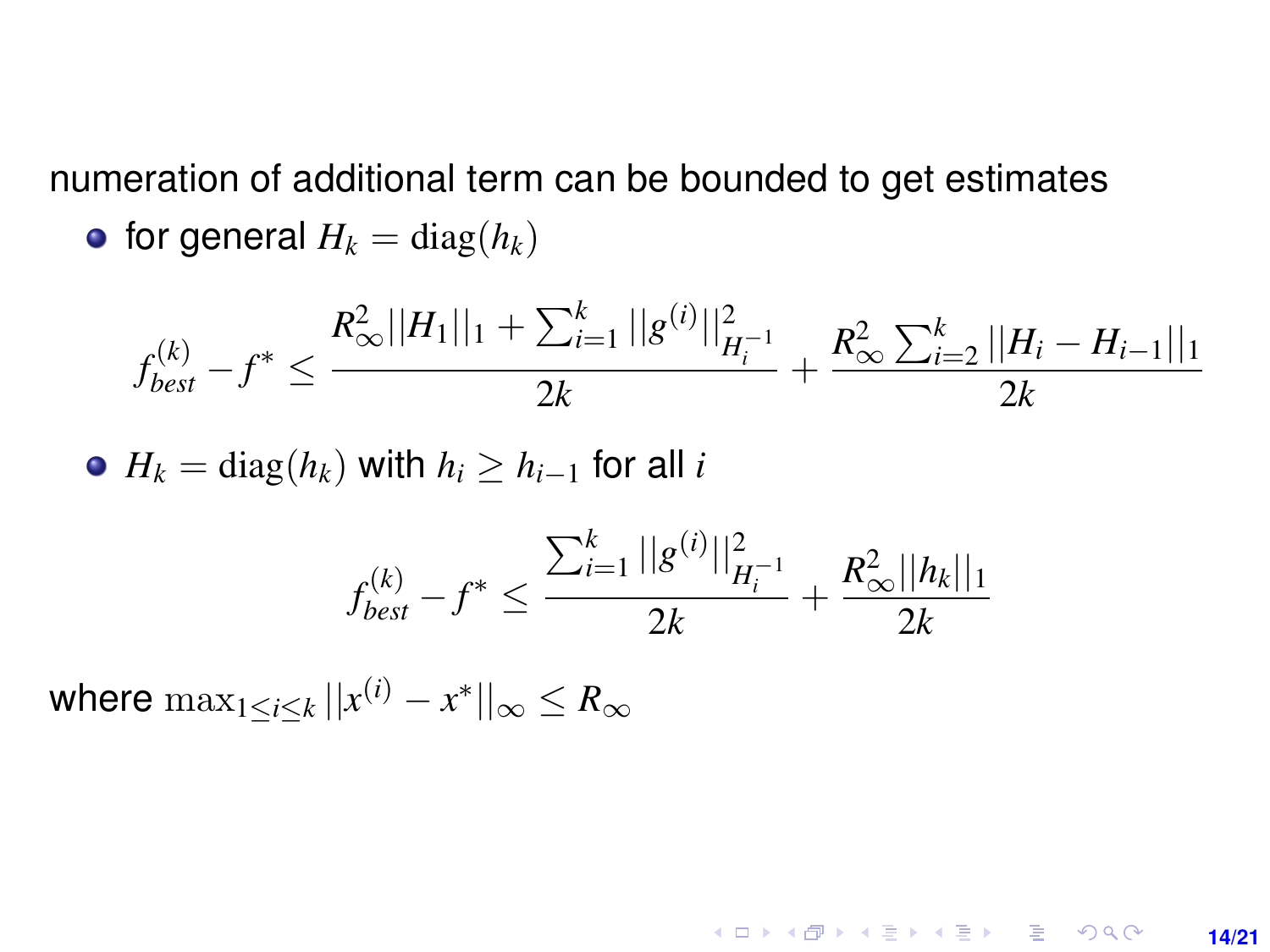numeration of additional term can be bounded to get estimates

- for general $H_k = \mathrm{diag}(h_k)$

$$f_{best}^{(k)} - f^* \leq \frac{R_\infty^2 ||H_1||_1 + \sum_{i=1}^k ||g^{(i)}||_{H_i^{-1}}^2}{2k} + \frac{R_\infty^2 \sum_{i=2}^k ||H_i - H_{i-1}||_1}{2k}$$

- $H_k = \mathrm{diag}(h_k)$ with $h_i \geq h_{i-1}$ for all $i$

$$f_{best}^{(k)} - f^* \leq \frac{\sum_{i=1}^k ||g^{(i)}||_{H_i^{-1}}^2}{2k} + \frac{R_\infty^2 ||h_k||_1}{2k}$$

where $\max_{1 \leq i \leq k} ||x^{(i)} - x^*||_\infty \leq R_\infty$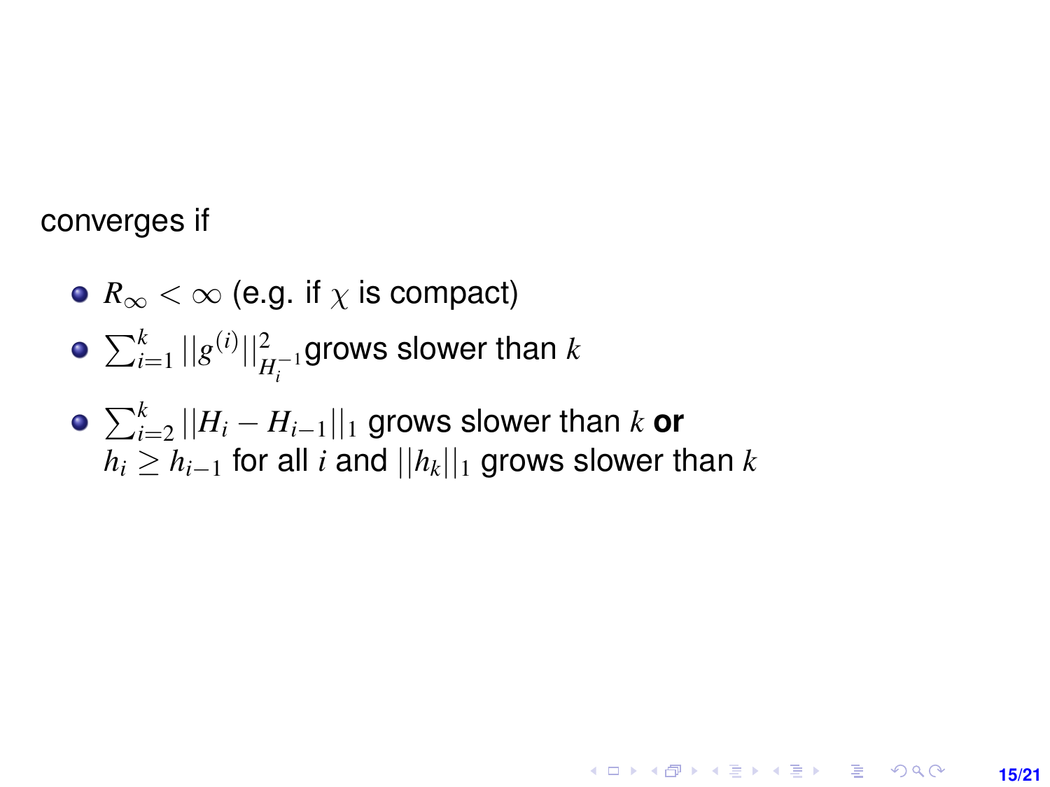converges if

- $R_\infty < \infty$ (e.g. if $\chi$ is compact)
- $\sum_{i=1}^{k} ||g^{(i)}||^2_{H_i^{-1}}$grows slower than $k$
- $\sum_{i=2}^{k} ||H_i - H_{i-1}||_1$ grows slower than $k$ **or** $h_i \geq h_{i-1}$ for all $i$ and $||h_k||_1$ grows slower than $k$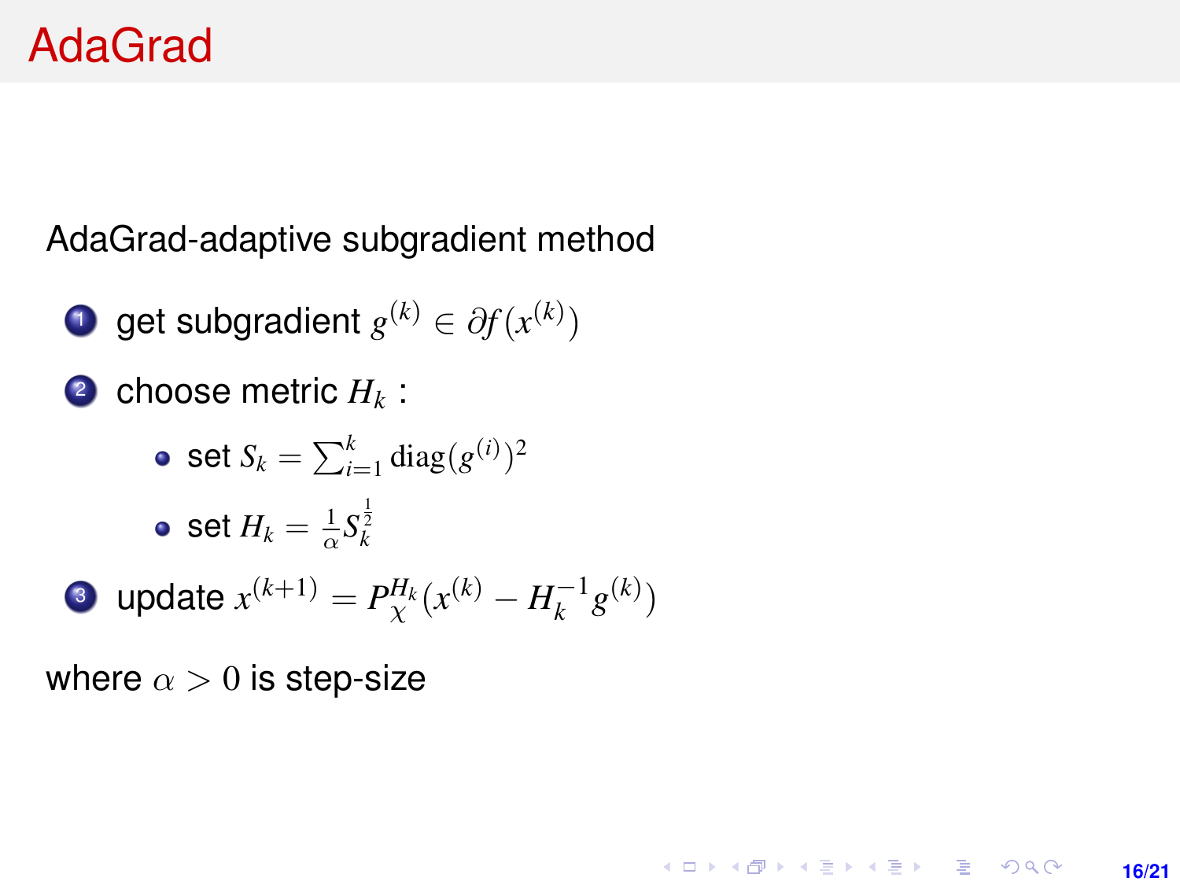# AdaGrad

AdaGrad-adaptive subgradient method

1. get subgradient $g^{(k)} \in \partial f(x^{(k)})$
2. choose metric $H_k$ :
   - set $S_k = \sum_{i=1}^{k} \mathrm{diag}(g^{(i)})^2$
   - set $H_k = \frac{1}{\alpha} S_k^{\frac{1}{2}}$
3. update $x^{(k+1)} = P_{\mathcal{X}}^{H_k}(x^{(k)} - H_k^{-1} g^{(k)})$

where $\alpha > 0$ is step-size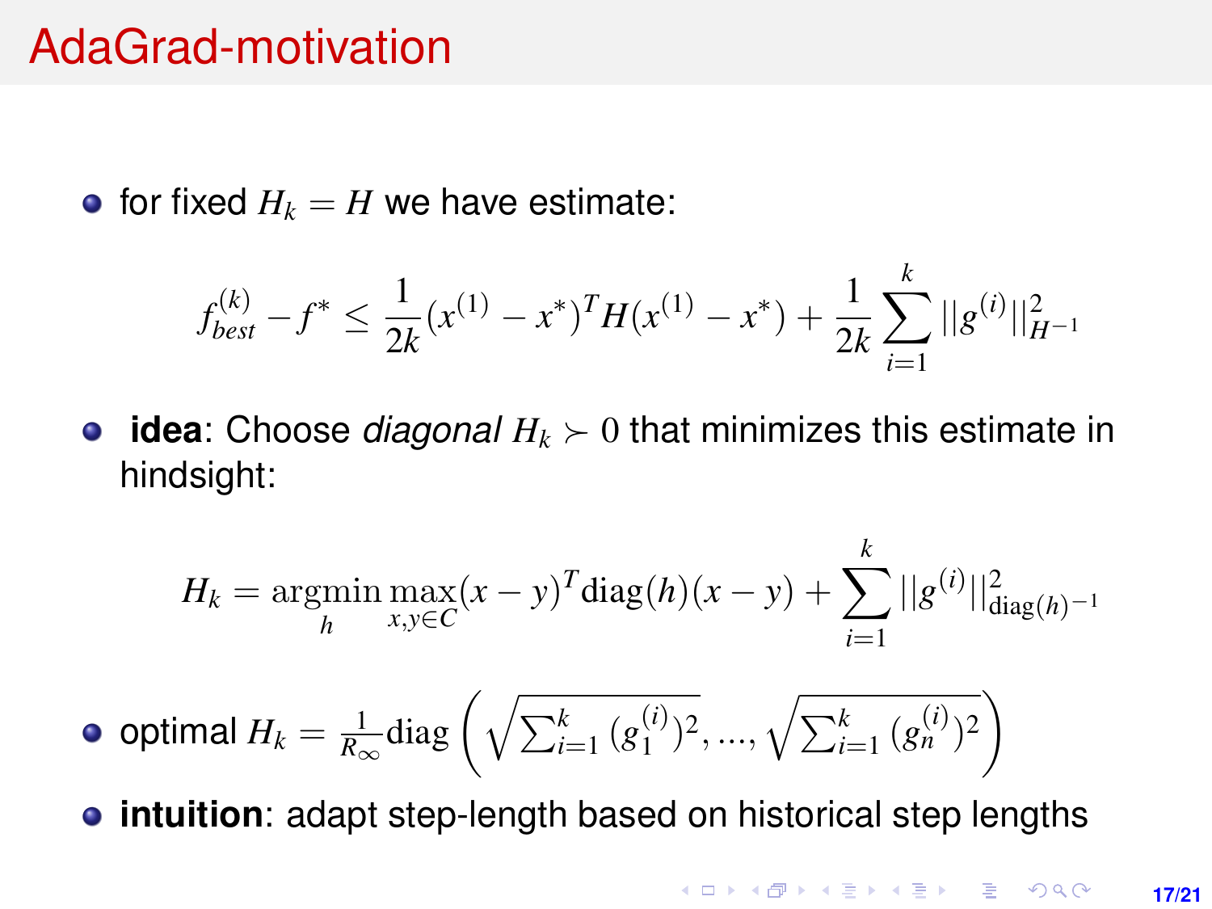# AdaGrad-motivation

- for fixed $H_k = H$ we have estimate:

$$f_{best}^{(k)} - f^* \leq \frac{1}{2k}(x^{(1)} - x^*)^T H(x^{(1)} - x^*) + \frac{1}{2k}\sum_{i=1}^{k} ||g^{(i)}||_{H^{-1}}^2$$

- **idea**: Choose *diagonal* $H_k \succ 0$ that minimizes this estimate in hindsight:

$$H_k = \underset{h}{\operatorname{argmin}} \max_{x,y \in C} (x-y)^T \operatorname{diag}(h)(x-y) + \sum_{i=1}^{k} ||g^{(i)}||_{\operatorname{diag}(h)^{-1}}^2$$

- optimal $H_k = \frac{1}{R_\infty}\operatorname{diag}\left(\sqrt{\sum_{i=1}^{k}(g_1^{(i)})^2}, ..., \sqrt{\sum_{i=1}^{k}(g_n^{(i)})^2}\right)$
- **intuition**: adapt step-length based on historical step lengths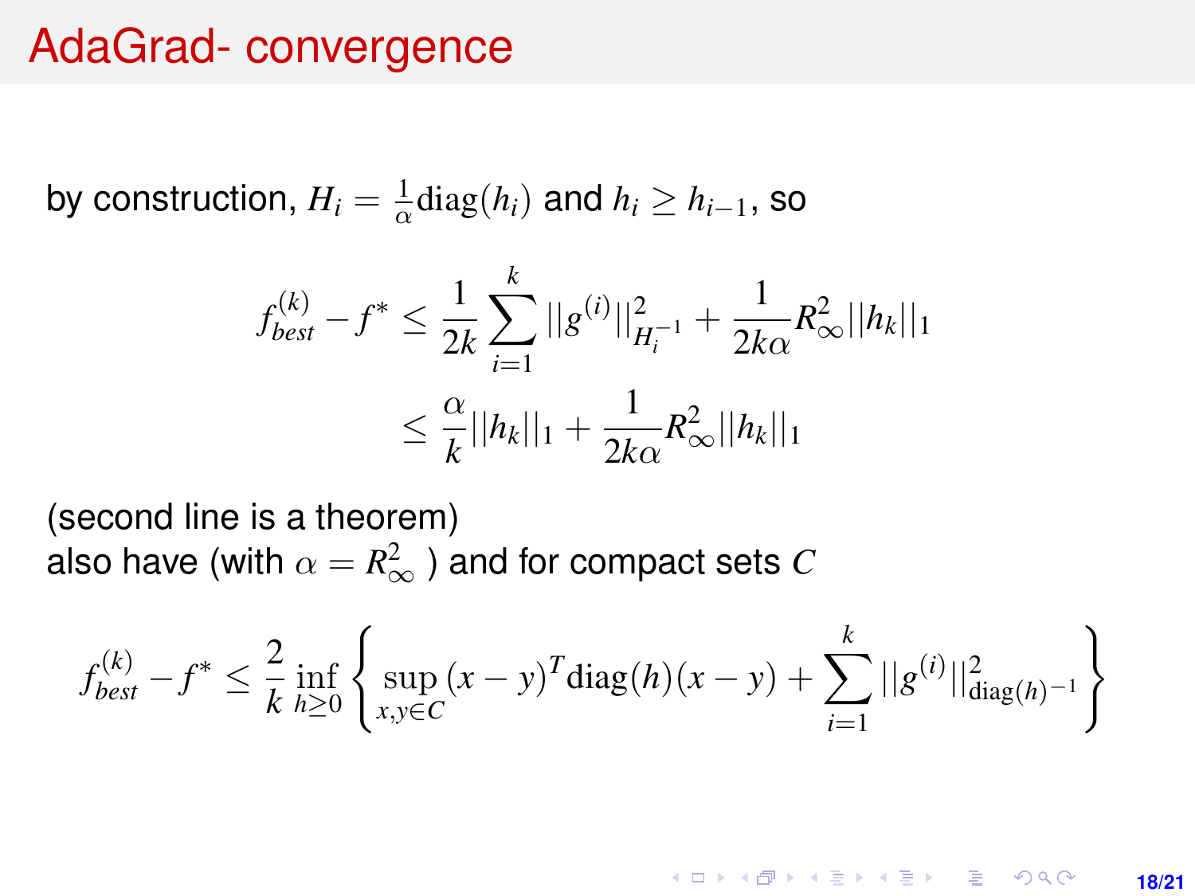# AdaGrad- convergence

by construction, $H_i = \frac{1}{\alpha}\text{diag}(h_i)$ and $h_i \geq h_{i-1}$, so

$$
\begin{aligned}
f_{best}^{(k)} - f^* &\leq \frac{1}{2k}\sum_{i=1}^{k} ||g^{(i)}||_{H_i^{-1}}^2 + \frac{1}{2k\alpha} R_\infty^2 ||h_k||_1 \\
&\leq \frac{\alpha}{k}||h_k||_1 + \frac{1}{2k\alpha} R_\infty^2 ||h_k||_1
\end{aligned}
$$

(second line is a theorem)
also have (with $\alpha = R_\infty^2$ ) and for compact sets $C$

$$
f_{best}^{(k)} - f^* \leq \frac{2}{k} \inf_{h \geq 0} \left\{ \sup_{x,y \in C} (x-y)^T \text{diag}(h)(x-y) + \sum_{i=1}^{k} ||g^{(i)}||_{\text{diag}(h)^{-1}}^2 \right\}
$$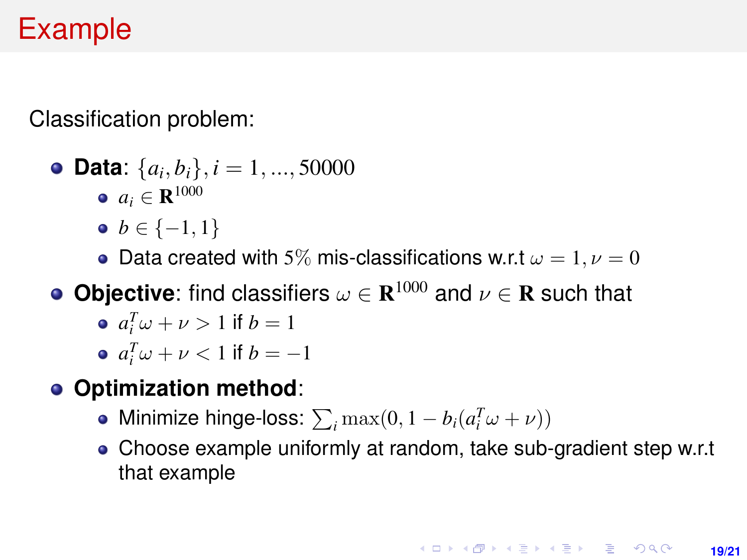# Example

Classification problem:

- **Data**: $\{a_i, b_i\}, i = 1, ..., 50000$
  - $a_i \in \mathbf{R}^{1000}$
  - $b \in \{-1, 1\}$
  - Data created with $5\%$ mis-classifications w.r.t $\omega = 1, \nu = 0$
- **Objective**: find classifiers $\omega \in \mathbf{R}^{1000}$ and $\nu \in \mathbf{R}$ such that
  - $a_i^T \omega + \nu > 1$ if $b = 1$
  - $a_i^T \omega + \nu < 1$ if $b = -1$
- **Optimization method**:
  - Minimize hinge-loss: $\sum_i \max(0, 1 - b_i(a_i^T \omega + \nu))$
  - Choose example uniformly at random, take sub-gradient step w.r.t that example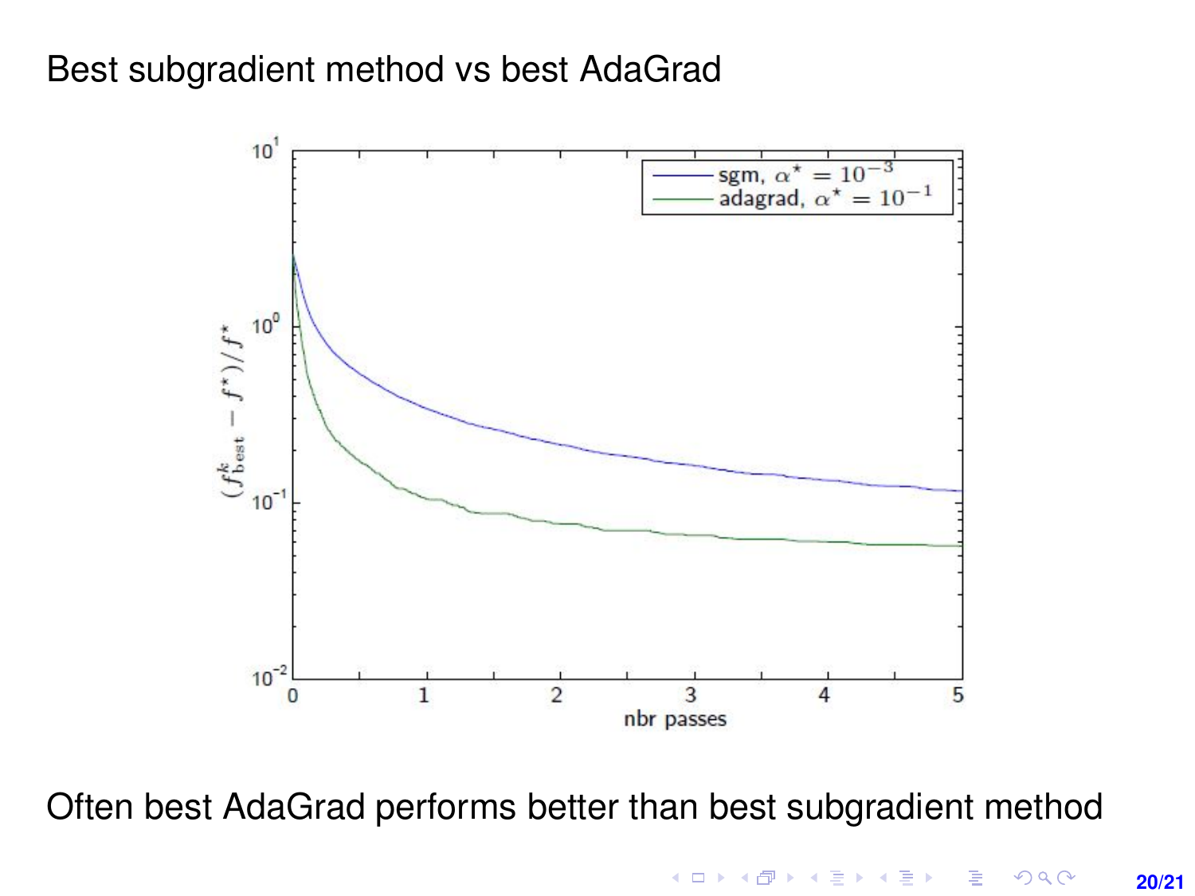# Best subgradient method vs best AdaGrad

Often best AdaGrad performs better than best subgradient method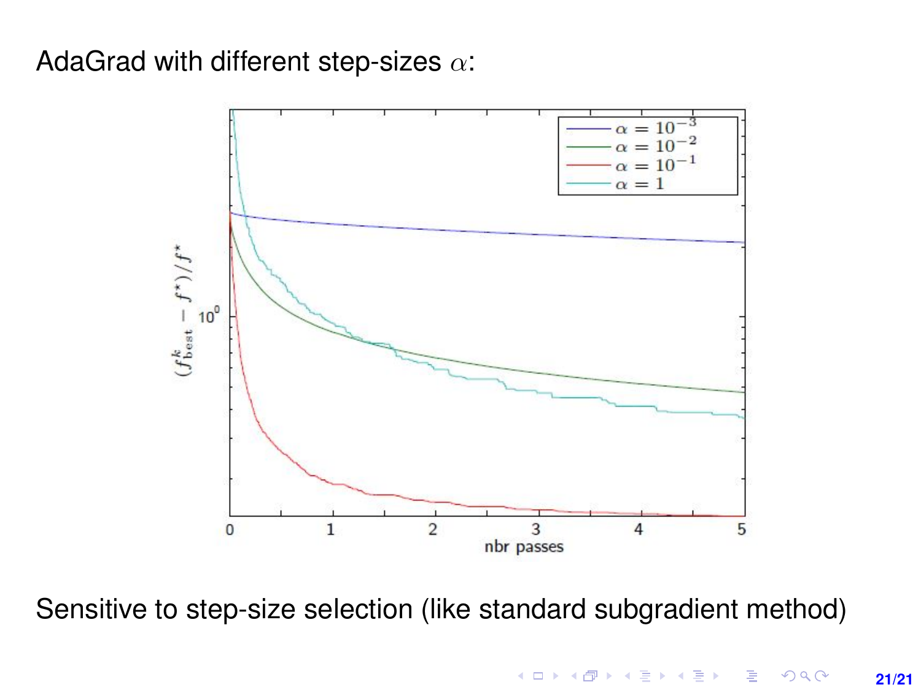AdaGrad with different step-sizes $\alpha$:

$\alpha = 10^{-3}$

$\alpha = 10^{-2}$

$\alpha = 10^{-1}$

$\alpha = 1$

$(f^k_{\text{best}} - f^\star)/f^\star$

$10^0$

0 1 2 3 4 5

nbr passes

Sensitive to step-size selection (like standard subgradient method)